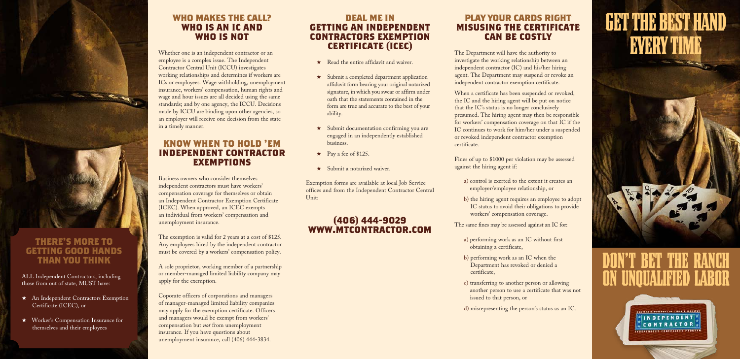## THERE'S MORE TO GETTING GOOD HANDS THAN YOU THINK

ALL Independent Contractors, including those from out of state, MUST have:

- ★ An Independent Contractors Exemption Certificate (ICEC), or
- ★ Worker's Compensation Insurance for themselves and their employees

## WHO MAKES THE CALL? WHO IS AN IC AND WHO IS NOT

Whether one is an independent contractor or an employee is a complex issue. The Independent Contractor Central Unit (ICCU) investigates working relationships and determines if workers are ICs or employees. Wage withholding, unemployment insurance, workers' compensation, human rights and wage and hour issues are all decided using the same standards; and by one agency, the ICCU. Decisions made by ICCU are binding upon other agencies, so an employer will receive one decision from the state in a timely manner.

## KNOW WHEN TO HOLD 'EM INDEPENDENT CONTRACTOR EXEMPTIONS

Business owners who consider themselves independent contractors must have workers' compensation coverage for themselves or obtain an Independent Contractor Exemption Certificate (ICEC). When approved, an ICEC exempts an individual from workers' compensation and unemployment insurance.

The exemption is valid for 2 years at a cost of $125. Any employees hired by the independent contractor must be covered by a workers' compensation policy.

A sole proprietor, working member of a partnership or member-managed limited liability company may apply for the exemption.

Coporate officers of corporations and managers of manager-managed limited liability companies may apply for the exemption certificate. Officers and managers would be exempt from workers' compensation but *not* from unemployment insurance. If you have questions about unemployment insurance, call (406) 444-3834.

## DEAL ME IN GETTING AN INDEPENDENT CONTRACTORS EXEMPTION CERTIFICATE (ICEC)

- ★ Read the entire affidavit and waiver.
- ★ Submit a completed department application affidavit form bearing your original notarized signature, in which you swear or affirm under oath that the statements contained in the form are true and accurate to the best of your ability.
- ★ Submit documentation confirming you are engaged in an independently established business.
- ★ Pay a fee of $125.
- ★ Submit a notarized waiver.

Exemption forms are available at local Job Service offices and from the Independent Contractor Central Unit:

## (406) 444-9029 WWW.MTCONTRACTOR.COM

## PLAY YOUR CARDS RIGHT MISUSING THE CERTIFICATE CAN BE COSTLY

The Department will have the authority to investigate the working relationship between an independent contractor (IC) and his/her hiring agent. The Department may suspend or revoke an independent contractor exemption certificate.

When a certificate has been suspended or revoked, the IC and the hiring agent will be put on notice that the IC's status is no longer conclusively presumed. The hiring agent may then be responsible for workers' compensation coverage on that IC if the IC continues to work for him/her under a suspended or revoked independent contractor exemption certificate.

Fines of up to $1000 per violation may be assessed against the hiring agent if:

a) control is exerted to the extent it creates an employer/employee relationship, or

b) the hiring agent requires an employee to adopt IC status to avoid their obligations to provide workers' compensation coverage.

The same fines may be assessed against an IC for:

a) performing work as an IC without first obtaining a certificate,

b) performing work as an IC when the Department has revoked or denied a certificate,

c) transferring to another person or allowing another person to use a certificate that was not issued to that person, or

d) misrepresenting the person's status as an IC.

# GET THE BEST HAND EVERY TIME

# DON'T BET THE RANCH ON UNQUALIFIED LABOR

MONTANA DEPARTMENT OF LABOR & INDUSTRY
INDEPENDENT CONTRACTOR
INDEPENDENT CONTRACTOR PROGRAM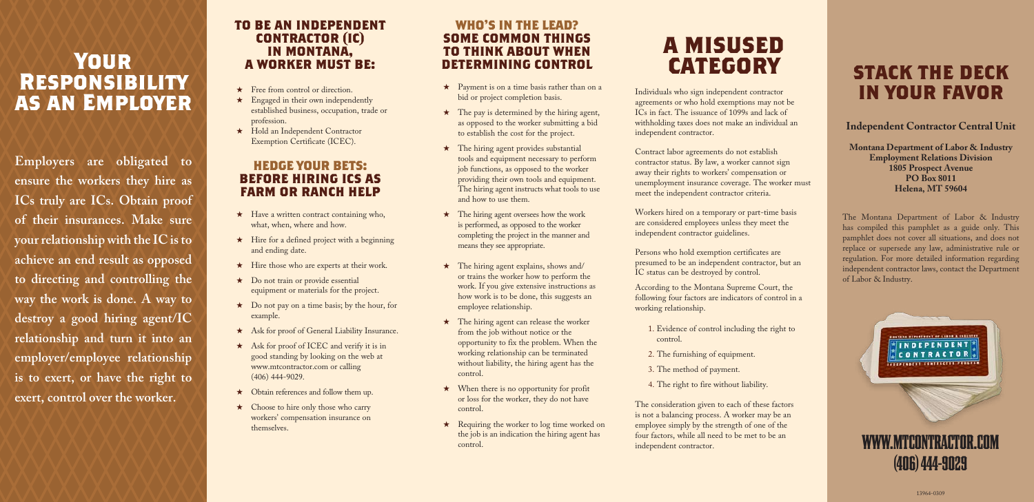# Your Responsibility as an Employer

**Employers are obligated to ensure the workers they hire as ICs truly are ICs. Obtain proof of their insurances. Make sure your relationship with the IC is to achieve an end result as opposed to directing and controlling the way the work is done. A way to destroy a good hiring agent/IC relationship and turn it into an employer/employee relationship is to exert, or have the right to exert, control over the worker.**

## To be an Independent Contractor (IC) in Montana, a worker must be:

- Free from control or direction.
- Engaged in their own independently established business, occupation, trade or profession.
- Hold an Independent Contractor Exemption Certificate (ICEC).

## Hedge your bets: Before hiring ICs as farm or ranch help

- Have a written contract containing who, what, when, where and how.
- Hire for a defined project with a beginning and ending date.
- Hire those who are experts at their work.
- Do not train or provide essential equipment or materials for the project.
- Do not pay on a time basis; by the hour, for example.
- Ask for proof of General Liability Insurance.
- Ask for proof of ICEC and verify it is in good standing by looking on the web at www.mtcontractor.com or calling (406) 444-9029.
- Obtain references and follow them up.
- Choose to hire only those who carry workers' compensation insurance on themselves.

## Who's in the lead? Some common things to think about when determining control

- Payment is on a time basis rather than on a bid or project completion basis.
- The pay is determined by the hiring agent, as opposed to the worker submitting a bid to establish the cost for the project.
- The hiring agent provides substantial tools and equipment necessary to perform job functions, as opposed to the worker providing their own tools and equipment. The hiring agent instructs what tools to use and how to use them.
- The hiring agent oversees how the work is performed, as opposed to the worker completing the project in the manner and means they see appropriate.
- The hiring agent explains, shows and/or trains the worker how to perform the work. If you give extensive instructions as how work is to be done, this suggests an employee relationship.
- The hiring agent can release the worker from the job without notice or the opportunity to fix the problem. When the working relationship can be terminated without liability, the hiring agent has the control.
- When there is no opportunity for profit or loss for the worker, they do not have control.
- Requiring the worker to log time worked on the job is an indication the hiring agent has control.

# A Misused Category

Individuals who sign independent contractor agreements or who hold exemptions may not be ICs in fact. The issuance of 1099s and lack of withholding taxes does not make an individual an independent contractor.

Contract labor agreements do not establish contractor status. By law, a worker cannot sign away their rights to workers' compensation or unemployment insurance coverage. The worker must meet the independent contractor criteria.

Workers hired on a temporary or part-time basis are considered employees unless they meet the independent contractor guidelines.

Persons who hold exemption certificates are presumed to be an independent contractor, but an IC status can be destroyed by control.

According to the Montana Supreme Court, the following four factors are indicators of control in a working relationship.

1. Evidence of control including the right to control.
2. The furnishing of equipment.
3. The method of payment.
4. The right to fire without liability.

The consideration given to each of these factors is not a balancing process. A worker may be an employee simply by the strength of one of the four factors, while all need to be met to be an independent contractor.

# Stack the Deck in Your Favor

**Independent Contractor Central Unit**

**Montana Department of Labor & Industry**
**Employment Relations Division**
**1805 Prospect Avenue**
**PO Box 8011**
**Helena, MT 59604**

The Montana Department of Labor & Industry has compiled this pamphlet as a guide only. This pamphlet does not cover all situations, and does not replace or supersede any law, administrative rule or regulation. For more detailed information regarding independent contractor laws, contact the Department of Labor & Industry.

MONTANA DEPARTMENT OF LABOR & INDUSTRY
INDEPENDENT CONTRACTOR
INDEPENDENT CONTRACTOR PROGRAM

WWW.MTCONTRACTOR.COM
(406) 444-9029

13964-0309